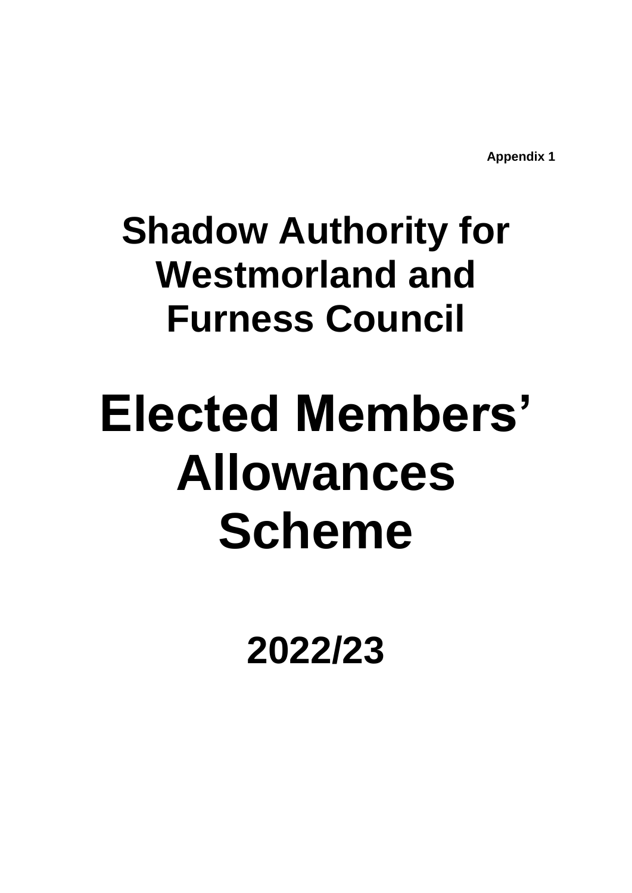**Appendix 1**

# Shadow Authority for Westmorland and Furness Council

# Elected Members' Allowances Scheme

## 2022/23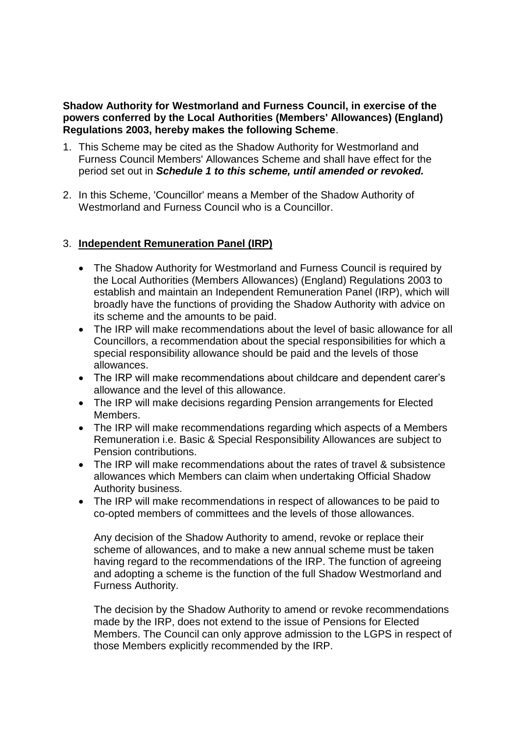**Shadow Authority for Westmorland and Furness Council, in exercise of the powers conferred by the Local Authorities (Members' Allowances) (England) Regulations 2003, hereby makes the following Scheme**.

1. This Scheme may be cited as the Shadow Authority for Westmorland and Furness Council Members' Allowances Scheme and shall have effect for the period set out in ***Schedule 1 to this scheme, until amended or revoked.***

2. In this Scheme, 'Councillor' means a Member of the Shadow Authority of Westmorland and Furness Council who is a Councillor.

3. **Independent Remuneration Panel (IRP)**

   - The Shadow Authority for Westmorland and Furness Council is required by the Local Authorities (Members Allowances) (England) Regulations 2003 to establish and maintain an Independent Remuneration Panel (IRP), which will broadly have the functions of providing the Shadow Authority with advice on its scheme and the amounts to be paid.
   - The IRP will make recommendations about the level of basic allowance for all Councillors, a recommendation about the special responsibilities for which a special responsibility allowance should be paid and the levels of those allowances.
   - The IRP will make recommendations about childcare and dependent carer's allowance and the level of this allowance.
   - The IRP will make decisions regarding Pension arrangements for Elected Members.
   - The IRP will make recommendations regarding which aspects of a Members Remuneration i.e. Basic & Special Responsibility Allowances are subject to Pension contributions.
   - The IRP will make recommendations about the rates of travel & subsistence allowances which Members can claim when undertaking Official Shadow Authority business.
   - The IRP will make recommendations in respect of allowances to be paid to co-opted members of committees and the levels of those allowances.

   Any decision of the Shadow Authority to amend, revoke or replace their scheme of allowances, and to make a new annual scheme must be taken having regard to the recommendations of the IRP. The function of agreeing and adopting a scheme is the function of the full Shadow Westmorland and Furness Authority.

   The decision by the Shadow Authority to amend or revoke recommendations made by the IRP, does not extend to the issue of Pensions for Elected Members. The Council can only approve admission to the LGPS in respect of those Members explicitly recommended by the IRP.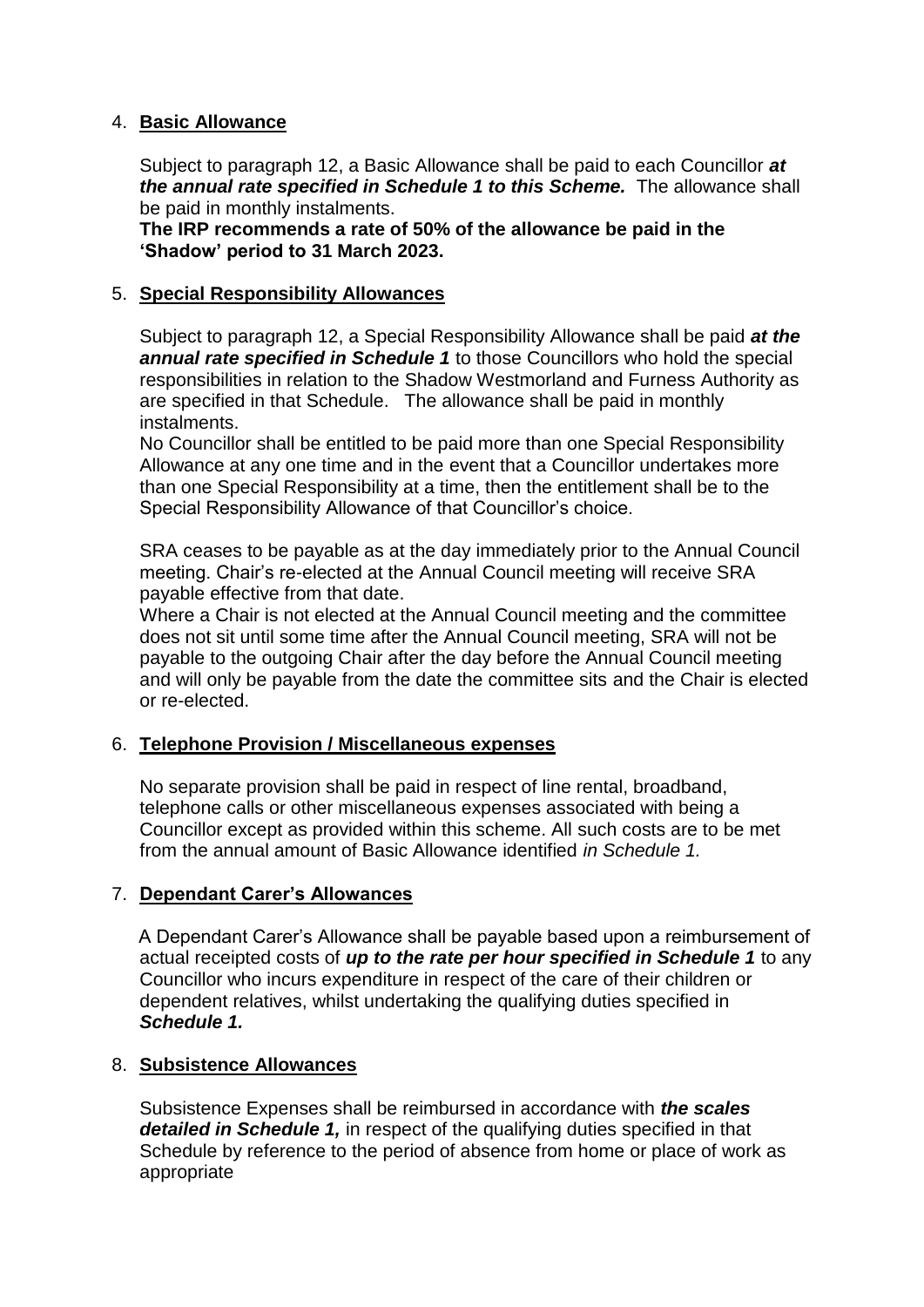4. **Basic Allowance**

   Subject to paragraph 12, a Basic Allowance shall be paid to each Councillor ***at the annual rate specified in Schedule 1 to this Scheme.*** The allowance shall be paid in monthly instalments.
   **The IRP recommends a rate of 50% of the allowance be paid in the 'Shadow' period to 31 March 2023.**

5. **Special Responsibility Allowances**

   Subject to paragraph 12, a Special Responsibility Allowance shall be paid ***at the annual rate specified in Schedule 1*** to those Councillors who hold the special responsibilities in relation to the Shadow Westmorland and Furness Authority as are specified in that Schedule. The allowance shall be paid in monthly instalments.
   No Councillor shall be entitled to be paid more than one Special Responsibility Allowance at any one time and in the event that a Councillor undertakes more than one Special Responsibility at a time, then the entitlement shall be to the Special Responsibility Allowance of that Councillor's choice.

   SRA ceases to be payable as at the day immediately prior to the Annual Council meeting. Chair's re-elected at the Annual Council meeting will receive SRA payable effective from that date.
   Where a Chair is not elected at the Annual Council meeting and the committee does not sit until some time after the Annual Council meeting, SRA will not be payable to the outgoing Chair after the day before the Annual Council meeting and will only be payable from the date the committee sits and the Chair is elected or re-elected.

6. **Telephone Provision / Miscellaneous expenses**

   No separate provision shall be paid in respect of line rental, broadband, telephone calls or other miscellaneous expenses associated with being a Councillor except as provided within this scheme. All such costs are to be met from the annual amount of Basic Allowance identified *in Schedule 1.*

7. **Dependant Carer's Allowances**

   A Dependant Carer's Allowance shall be payable based upon a reimbursement of actual receipted costs of ***up to the rate per hour specified in Schedule 1*** to any Councillor who incurs expenditure in respect of the care of their children or dependent relatives, whilst undertaking the qualifying duties specified in ***Schedule 1.***

8. **Subsistence Allowances**

   Subsistence Expenses shall be reimbursed in accordance with ***the scales detailed in Schedule 1,*** in respect of the qualifying duties specified in that Schedule by reference to the period of absence from home or place of work as appropriate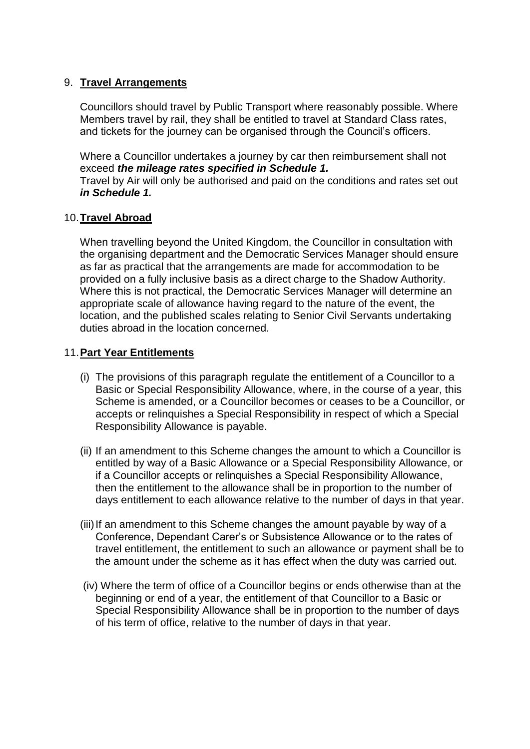## 9. **Travel Arrangements**

Councillors should travel by Public Transport where reasonably possible. Where Members travel by rail, they shall be entitled to travel at Standard Class rates, and tickets for the journey can be organised through the Council's officers.

Where a Councillor undertakes a journey by car then reimbursement shall not exceed ***the mileage rates specified in Schedule 1.***
Travel by Air will only be authorised and paid on the conditions and rates set out ***in Schedule 1.***

## 10. **Travel Abroad**

When travelling beyond the United Kingdom, the Councillor in consultation with the organising department and the Democratic Services Manager should ensure as far as practical that the arrangements are made for accommodation to be provided on a fully inclusive basis as a direct charge to the Shadow Authority. Where this is not practical, the Democratic Services Manager will determine an appropriate scale of allowance having regard to the nature of the event, the location, and the published scales relating to Senior Civil Servants undertaking duties abroad in the location concerned.

## 11. **Part Year Entitlements**

(i) The provisions of this paragraph regulate the entitlement of a Councillor to a Basic or Special Responsibility Allowance, where, in the course of a year, this Scheme is amended, or a Councillor becomes or ceases to be a Councillor, or accepts or relinquishes a Special Responsibility in respect of which a Special Responsibility Allowance is payable.

(ii) If an amendment to this Scheme changes the amount to which a Councillor is entitled by way of a Basic Allowance or a Special Responsibility Allowance, or if a Councillor accepts or relinquishes a Special Responsibility Allowance, then the entitlement to the allowance shall be in proportion to the number of days entitlement to each allowance relative to the number of days in that year.

(iii) If an amendment to this Scheme changes the amount payable by way of a Conference, Dependant Carer's or Subsistence Allowance or to the rates of travel entitlement, the entitlement to such an allowance or payment shall be to the amount under the scheme as it has effect when the duty was carried out.

(iv) Where the term of office of a Councillor begins or ends otherwise than at the beginning or end of a year, the entitlement of that Councillor to a Basic or Special Responsibility Allowance shall be in proportion to the number of days of his term of office, relative to the number of days in that year.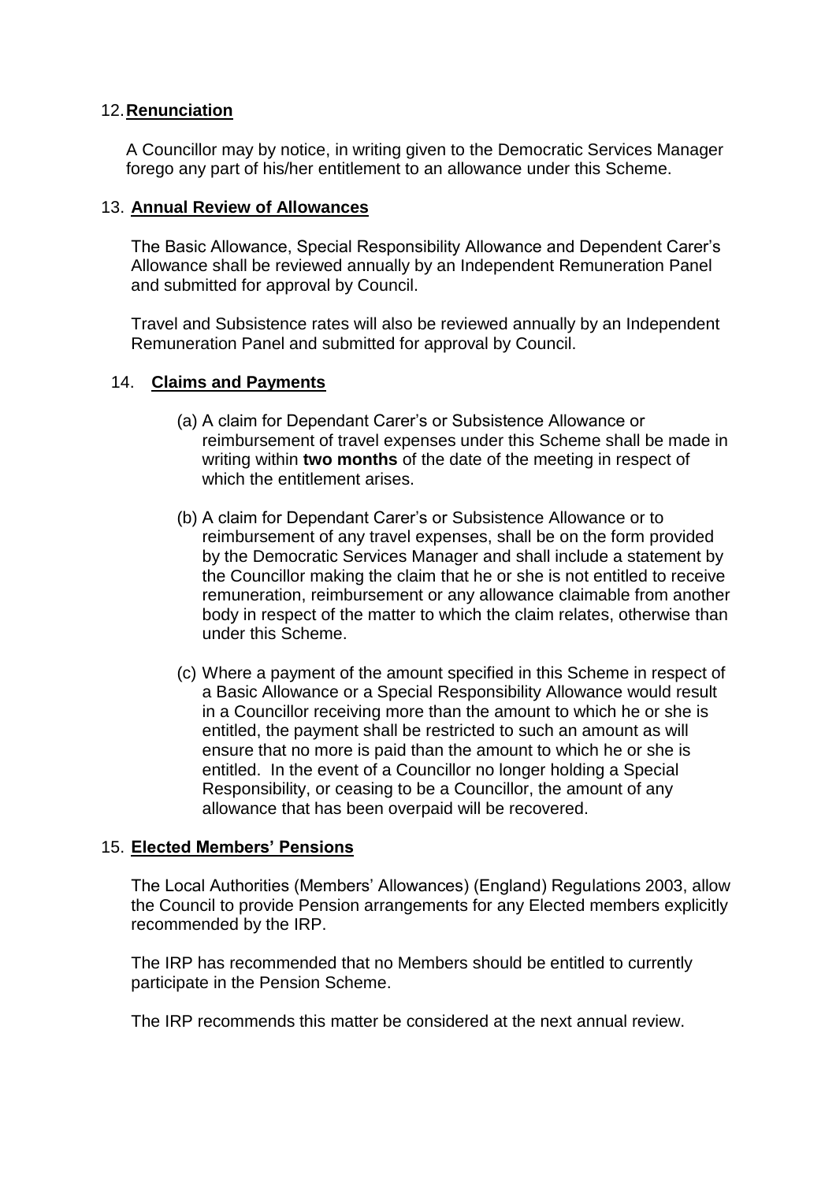## 12. **Renunciation**

A Councillor may by notice, in writing given to the Democratic Services Manager forego any part of his/her entitlement to an allowance under this Scheme.

## 13. **Annual Review of Allowances**

The Basic Allowance, Special Responsibility Allowance and Dependent Carer's Allowance shall be reviewed annually by an Independent Remuneration Panel and submitted for approval by Council.

Travel and Subsistence rates will also be reviewed annually by an Independent Remuneration Panel and submitted for approval by Council.

## 14. **Claims and Payments**

(a) A claim for Dependant Carer's or Subsistence Allowance or reimbursement of travel expenses under this Scheme shall be made in writing within **two months** of the date of the meeting in respect of which the entitlement arises.

(b) A claim for Dependant Carer's or Subsistence Allowance or to reimbursement of any travel expenses, shall be on the form provided by the Democratic Services Manager and shall include a statement by the Councillor making the claim that he or she is not entitled to receive remuneration, reimbursement or any allowance claimable from another body in respect of the matter to which the claim relates, otherwise than under this Scheme.

(c) Where a payment of the amount specified in this Scheme in respect of a Basic Allowance or a Special Responsibility Allowance would result in a Councillor receiving more than the amount to which he or she is entitled, the payment shall be restricted to such an amount as will ensure that no more is paid than the amount to which he or she is entitled. In the event of a Councillor no longer holding a Special Responsibility, or ceasing to be a Councillor, the amount of any allowance that has been overpaid will be recovered.

## 15. **Elected Members' Pensions**

The Local Authorities (Members' Allowances) (England) Regulations 2003, allow the Council to provide Pension arrangements for any Elected members explicitly recommended by the IRP.

The IRP has recommended that no Members should be entitled to currently participate in the Pension Scheme.

The IRP recommends this matter be considered at the next annual review.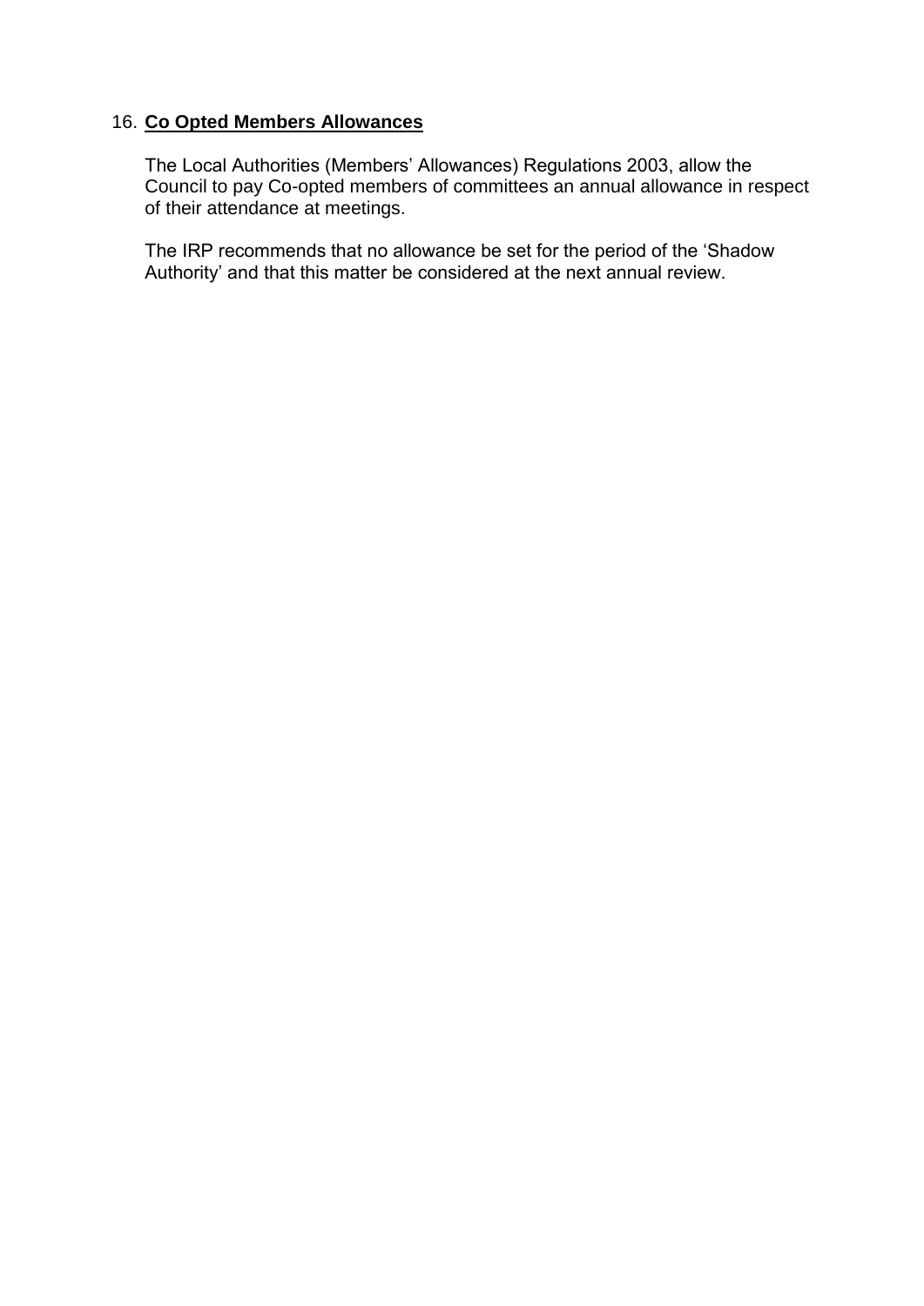## 16. **Co Opted Members Allowances**

The Local Authorities (Members' Allowances) Regulations 2003, allow the Council to pay Co-opted members of committees an annual allowance in respect of their attendance at meetings.

The IRP recommends that no allowance be set for the period of the 'Shadow Authority' and that this matter be considered at the next annual review.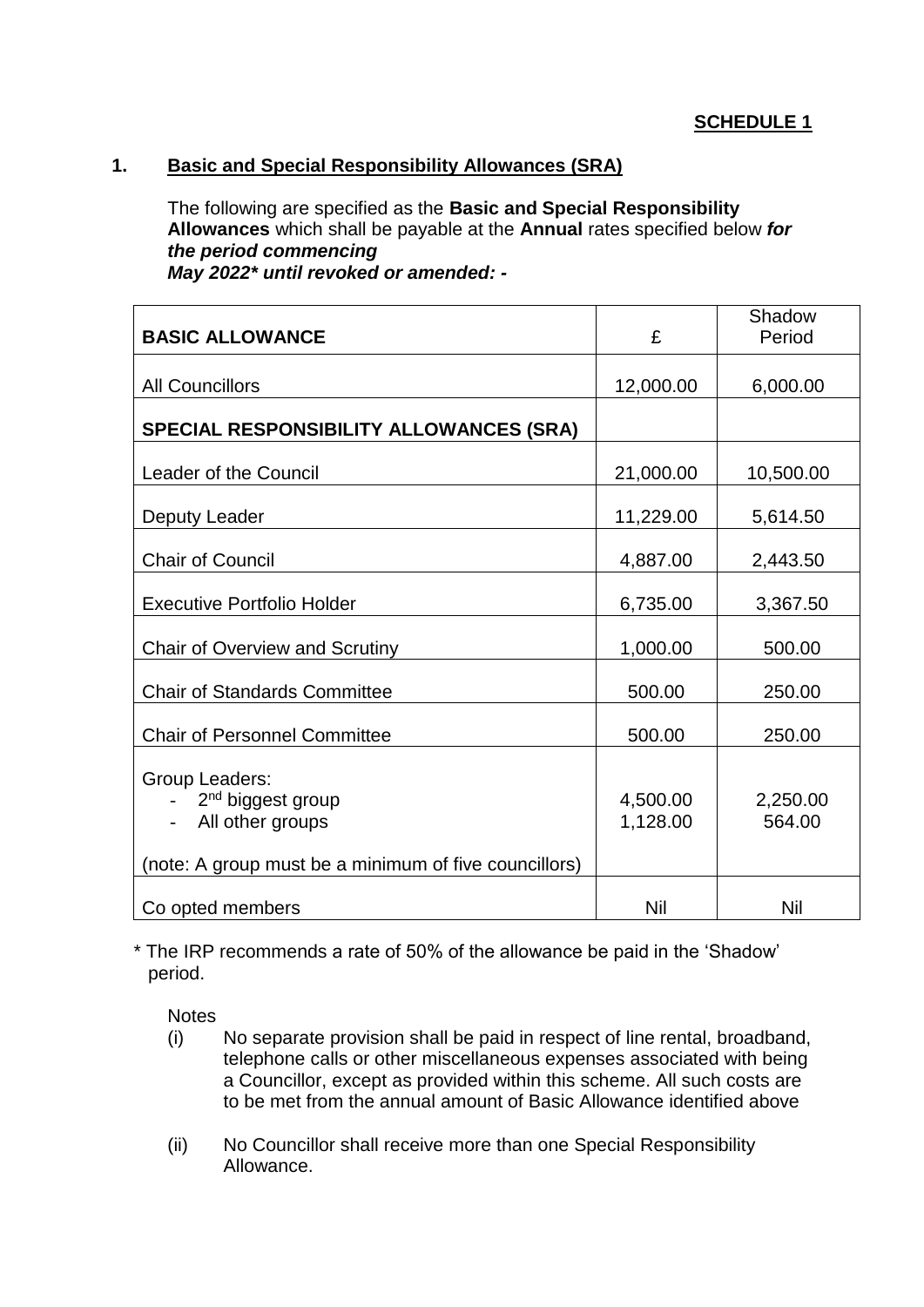**SCHEDULE 1**

## 1. Basic and Special Responsibility Allowances (SRA)

The following are specified as the **Basic and Special Responsibility Allowances** which shall be payable at the **Annual** rates specified below ***for the period commencing May 2022\* until revoked or amended: -***

| **BASIC ALLOWANCE** | £ | Shadow Period |
|---|---|---|
| All Councillors | 12,000.00 | 6,000.00 |
| **SPECIAL RESPONSIBILITY ALLOWANCES (SRA)** | | |
| Leader of the Council | 21,000.00 | 10,500.00 |
| Deputy Leader | 11,229.00 | 5,614.50 |
| Chair of Council | 4,887.00 | 2,443.50 |
| Executive Portfolio Holder | 6,735.00 | 3,367.50 |
| Chair of Overview and Scrutiny | 1,000.00 | 500.00 |
| Chair of Standards Committee | 500.00 | 250.00 |
| Chair of Personnel Committee | 500.00 | 250.00 |
| Group Leaders:<br>- 2nd biggest group<br>- All other groups<br><br>(note: A group must be a minimum of five councillors) | <br>4,500.00<br>1,128.00 | <br>2,250.00<br>564.00 |
| Co opted members | Nil | Nil |

\* The IRP recommends a rate of 50% of the allowance be paid in the 'Shadow' period.

Notes

(i) No separate provision shall be paid in respect of line rental, broadband, telephone calls or other miscellaneous expenses associated with being a Councillor, except as provided within this scheme. All such costs are to be met from the annual amount of Basic Allowance identified above

(ii) No Councillor shall receive more than one Special Responsibility Allowance.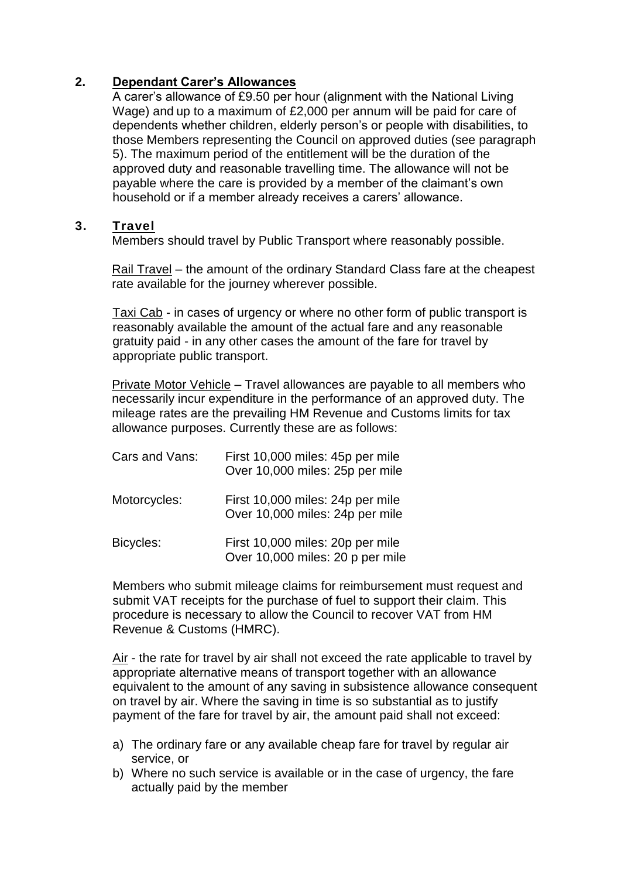## 2. Dependant Carer's Allowances

A carer's allowance of £9.50 per hour (alignment with the National Living Wage) and up to a maximum of £2,000 per annum will be paid for care of dependents whether children, elderly person's or people with disabilities, to those Members representing the Council on approved duties (see paragraph 5). The maximum period of the entitlement will be the duration of the approved duty and reasonable travelling time. The allowance will not be payable where the care is provided by a member of the claimant's own household or if a member already receives a carers' allowance.

## 3. Travel

Members should travel by Public Transport where reasonably possible.

Rail Travel – the amount of the ordinary Standard Class fare at the cheapest rate available for the journey wherever possible.

Taxi Cab - in cases of urgency or where no other form of public transport is reasonably available the amount of the actual fare and any reasonable gratuity paid - in any other cases the amount of the fare for travel by appropriate public transport.

Private Motor Vehicle – Travel allowances are payable to all members who necessarily incur expenditure in the performance of an approved duty. The mileage rates are the prevailing HM Revenue and Customs limits for tax allowance purposes. Currently these are as follows:

| | |
|---|---|
| Cars and Vans: | First 10,000 miles: 45p per mile<br>Over 10,000 miles: 25p per mile |
| Motorcycles: | First 10,000 miles: 24p per mile<br>Over 10,000 miles: 24p per mile |
| Bicycles: | First 10,000 miles: 20p per mile<br>Over 10,000 miles: 20 p per mile |

Members who submit mileage claims for reimbursement must request and submit VAT receipts for the purchase of fuel to support their claim. This procedure is necessary to allow the Council to recover VAT from HM Revenue & Customs (HMRC).

Air - the rate for travel by air shall not exceed the rate applicable to travel by appropriate alternative means of transport together with an allowance equivalent to the amount of any saving in subsistence allowance consequent on travel by air. Where the saving in time is so substantial as to justify payment of the fare for travel by air, the amount paid shall not exceed:

a) The ordinary fare or any available cheap fare for travel by regular air service, or
b) Where no such service is available or in the case of urgency, the fare actually paid by the member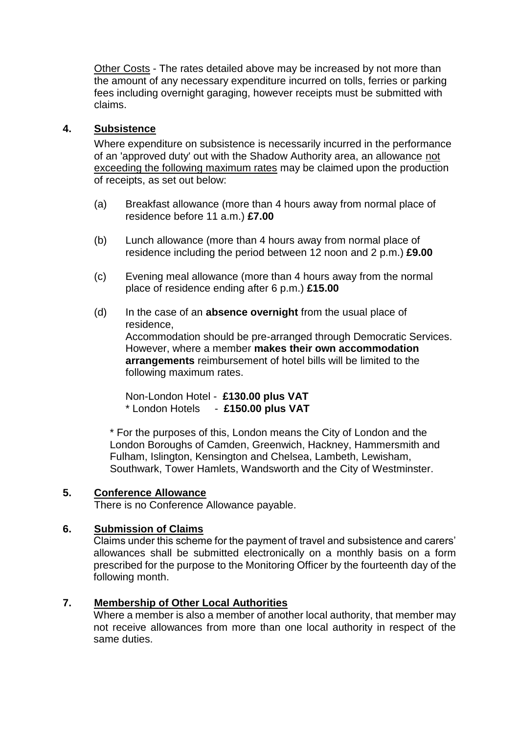<u>Other Costs</u> - The rates detailed above may be increased by not more than the amount of any necessary expenditure incurred on tolls, ferries or parking fees including overnight garaging, however receipts must be submitted with claims.

## 4. <u>Subsistence</u>

Where expenditure on subsistence is necessarily incurred in the performance of an 'approved duty' out with the Shadow Authority area, an allowance <u>not exceeding the following maximum rates</u> may be claimed upon the production of receipts, as set out below:

(a) Breakfast allowance (more than 4 hours away from normal place of residence before 11 a.m.) **£7.00**

(b) Lunch allowance (more than 4 hours away from normal place of residence including the period between 12 noon and 2 p.m.) **£9.00**

(c) Evening meal allowance (more than 4 hours away from the normal place of residence ending after 6 p.m.) **£15.00**

(d) In the case of an **absence overnight** from the usual place of residence,
Accommodation should be pre-arranged through Democratic Services. However, where a member **makes their own accommodation arrangements** reimbursement of hotel bills will be limited to the following maximum rates.

Non-London Hotel - **£130.00 plus VAT**
* London Hotels - **£150.00 plus VAT**

* For the purposes of this, London means the City of London and the London Boroughs of Camden, Greenwich, Hackney, Hammersmith and Fulham, Islington, Kensington and Chelsea, Lambeth, Lewisham, Southwark, Tower Hamlets, Wandsworth and the City of Westminster.

## 5. <u>Conference Allowance</u>

There is no Conference Allowance payable.

## 6. <u>Submission of Claims</u>

Claims under this scheme for the payment of travel and subsistence and carers' allowances shall be submitted electronically on a monthly basis on a form prescribed for the purpose to the Monitoring Officer by the fourteenth day of the following month.

## 7. <u>Membership of Other Local Authorities</u>

Where a member is also a member of another local authority, that member may not receive allowances from more than one local authority in respect of the same duties.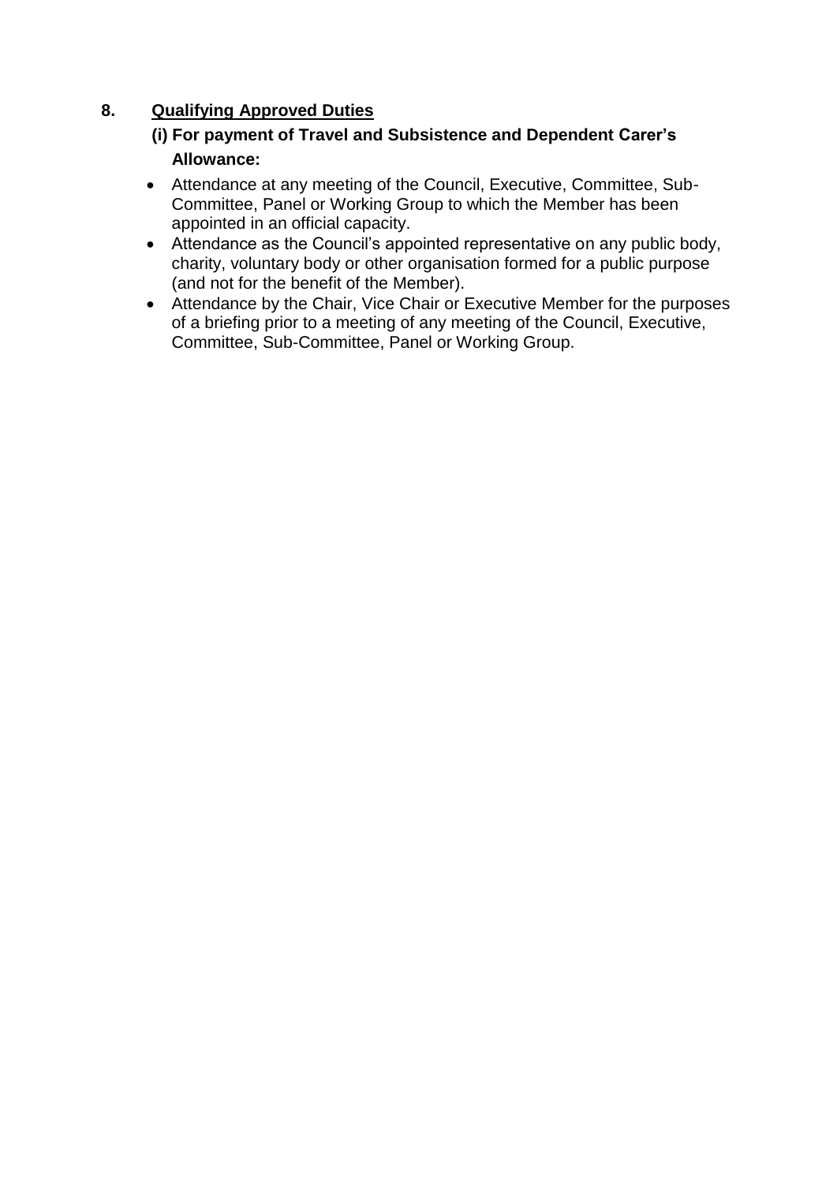## 8. Qualifying Approved Duties

### (i) For payment of Travel and Subsistence and Dependent Carer's Allowance:

- Attendance at any meeting of the Council, Executive, Committee, Sub-Committee, Panel or Working Group to which the Member has been appointed in an official capacity.
- Attendance as the Council's appointed representative on any public body, charity, voluntary body or other organisation formed for a public purpose (and not for the benefit of the Member).
- Attendance by the Chair, Vice Chair or Executive Member for the purposes of a briefing prior to a meeting of any meeting of the Council, Executive, Committee, Sub-Committee, Panel or Working Group.